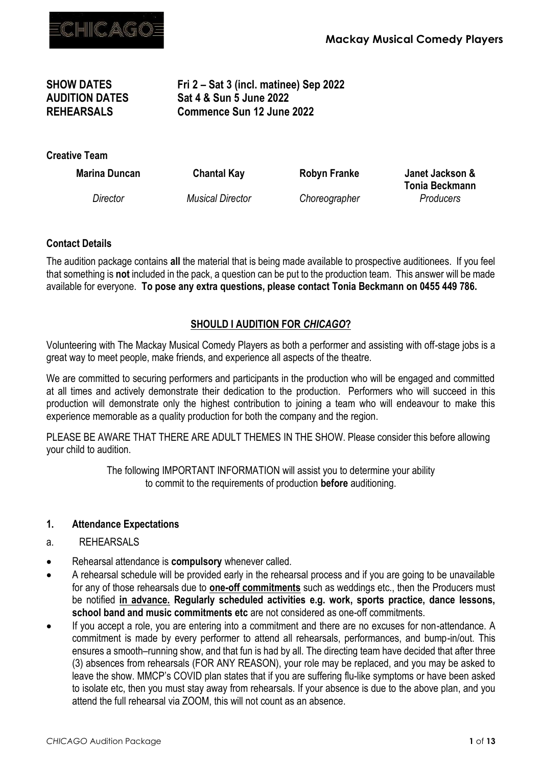**Mackay Musical Comedy Players**

| | |
|---|---|
| **SHOW DATES** | **Fri 2 – Sat 3 (incl. matinee) Sep 2022** |
| **AUDITION DATES** | **Sat 4 & Sun 5 June 2022** |
| **REHEARSALS** | **Commence Sun 12 June 2022** |

**Creative Team**

| **Marina Duncan** | **Chantal Kay** | **Robyn Franke** | **Janet Jackson & Tonia Beckmann** |
|---|---|---|---|
| *Director* | *Musical Director* | *Choreographer* | *Producers* |

**Contact Details**

The audition package contains **all** the material that is being made available to prospective auditionees. If you feel that something is **not** included in the pack, a question can be put to the production team. This answer will be made available for everyone. **To pose any extra questions, please contact Tonia Beckmann on 0455 449 786.**

## SHOULD I AUDITION FOR *CHICAGO*?

Volunteering with The Mackay Musical Comedy Players as both a performer and assisting with off-stage jobs is a great way to meet people, make friends, and experience all aspects of the theatre.

We are committed to securing performers and participants in the production who will be engaged and committed at all times and actively demonstrate their dedication to the production. Performers who will succeed in this production will demonstrate only the highest contribution to joining a team who will endeavour to make this experience memorable as a quality production for both the company and the region.

PLEASE BE AWARE THAT THERE ARE ADULT THEMES IN THE SHOW. Please consider this before allowing your child to audition.

The following IMPORTANT INFORMATION will assist you to determine your ability to commit to the requirements of production **before** auditioning.

### 1. Attendance Expectations

a. REHEARSALS

- Rehearsal attendance is **compulsory** whenever called.
- A rehearsal schedule will be provided early in the rehearsal process and if you are going to be unavailable for any of those rehearsals due to **one-off commitments** such as weddings etc., then the Producers must be notified **in advance. Regularly scheduled activities e.g. work, sports practice, dance lessons, school band and music commitments etc** are not considered as one-off commitments.
- If you accept a role, you are entering into a commitment and there are no excuses for non-attendance. A commitment is made by every performer to attend all rehearsals, performances, and bump-in/out. This ensures a smooth–running show, and that fun is had by all. The directing team have decided that after three (3) absences from rehearsals (FOR ANY REASON), your role may be replaced, and you may be asked to leave the show. MMCP's COVID plan states that if you are suffering flu-like symptoms or have been asked to isolate etc, then you must stay away from rehearsals. If your absence is due to the above plan, and you attend the full rehearsal via ZOOM, this will not count as an absence.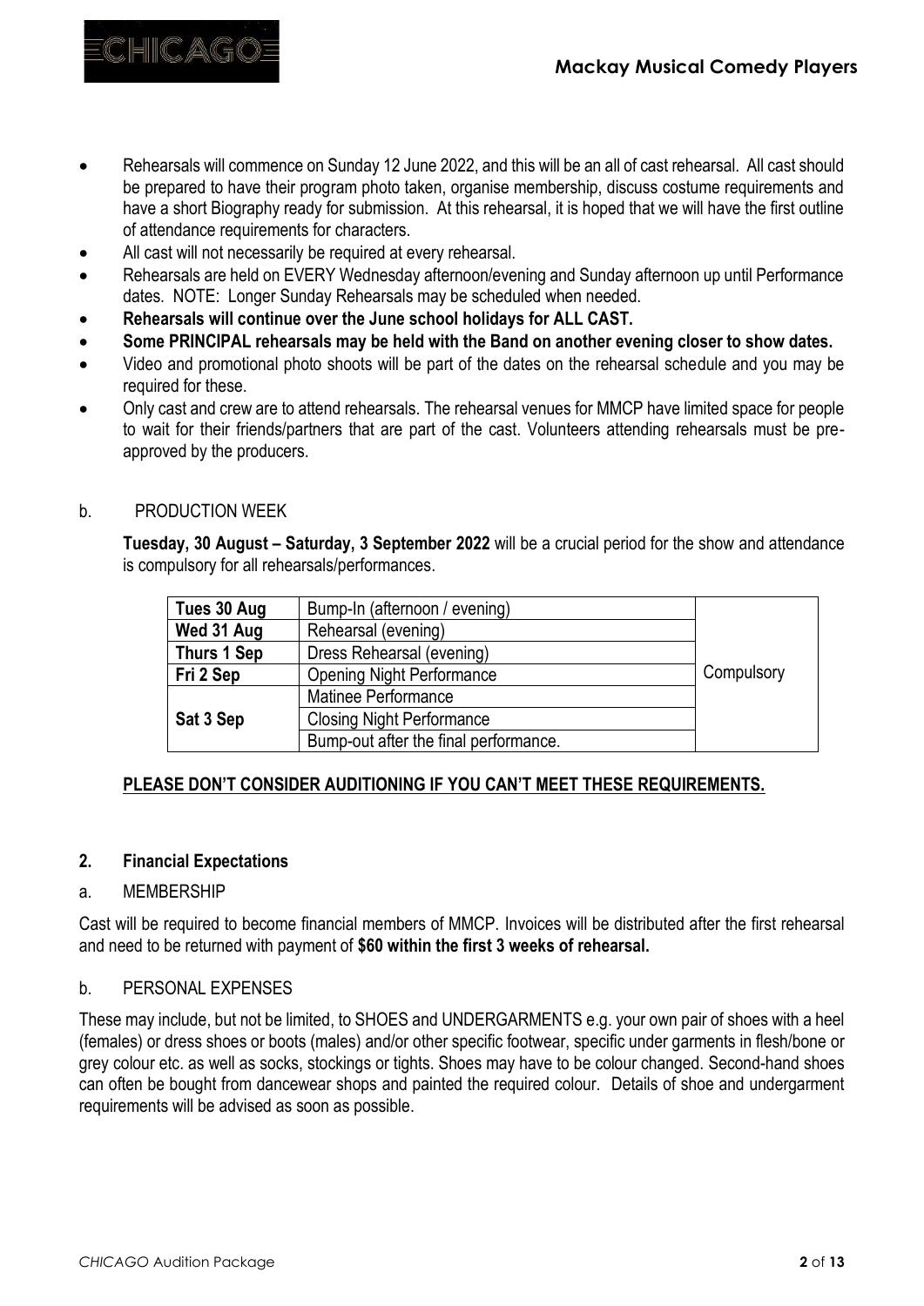- Rehearsals will commence on Sunday 12 June 2022, and this will be an all of cast rehearsal. All cast should be prepared to have their program photo taken, organise membership, discuss costume requirements and have a short Biography ready for submission. At this rehearsal, it is hoped that we will have the first outline of attendance requirements for characters.
- All cast will not necessarily be required at every rehearsal.
- Rehearsals are held on EVERY Wednesday afternoon/evening and Sunday afternoon up until Performance dates. NOTE: Longer Sunday Rehearsals may be scheduled when needed.
- **Rehearsals will continue over the June school holidays for ALL CAST.**
- **Some PRINCIPAL rehearsals may be held with the Band on another evening closer to show dates.**
- Video and promotional photo shoots will be part of the dates on the rehearsal schedule and you may be required for these.
- Only cast and crew are to attend rehearsals. The rehearsal venues for MMCP have limited space for people to wait for their friends/partners that are part of the cast. Volunteers attending rehearsals must be pre-approved by the producers.

b. PRODUCTION WEEK

**Tuesday, 30 August – Saturday, 3 September 2022** will be a crucial period for the show and attendance is compulsory for all rehearsals/performances.

| | | |
|---|---|---|
| **Tues 30 Aug** | Bump-In (afternoon / evening) | Compulsory |
| **Wed 31 Aug** | Rehearsal (evening) | |
| **Thurs 1 Sep** | Dress Rehearsal (evening) | |
| **Fri 2 Sep** | Opening Night Performance | |
| **Sat 3 Sep** | Matinee Performance | |
| | Closing Night Performance | |
| | Bump-out after the final performance. | |

**PLEASE DON'T CONSIDER AUDITIONING IF YOU CAN'T MEET THESE REQUIREMENTS.**

## 2. Financial Expectations

a. MEMBERSHIP

Cast will be required to become financial members of MMCP. Invoices will be distributed after the first rehearsal and need to be returned with payment of **$60 within the first 3 weeks of rehearsal.**

b. PERSONAL EXPENSES

These may include, but not be limited, to SHOES and UNDERGARMENTS e.g. your own pair of shoes with a heel (females) or dress shoes or boots (males) and/or other specific footwear, specific under garments in flesh/bone or grey colour etc. as well as socks, stockings or tights. Shoes may have to be colour changed. Second-hand shoes can often be bought from dancewear shops and painted the required colour. Details of shoe and undergarment requirements will be advised as soon as possible.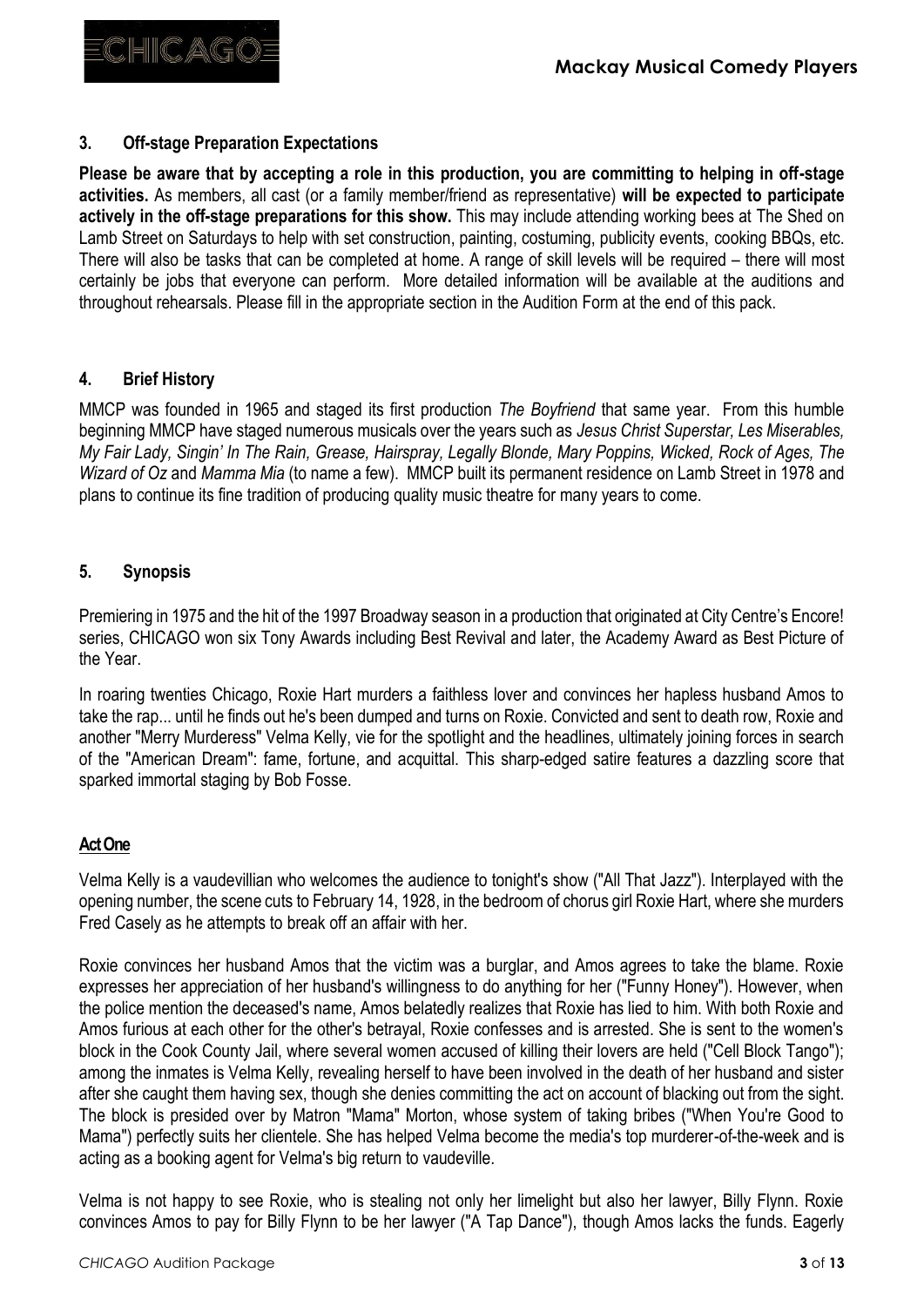## 3. Off-stage Preparation Expectations

**Please be aware that by accepting a role in this production, you are committing to helping in off-stage activities.** As members, all cast (or a family member/friend as representative) **will be expected to participate actively in the off-stage preparations for this show.** This may include attending working bees at The Shed on Lamb Street on Saturdays to help with set construction, painting, costuming, publicity events, cooking BBQs, etc. There will also be tasks that can be completed at home. A range of skill levels will be required – there will most certainly be jobs that everyone can perform. More detailed information will be available at the auditions and throughout rehearsals. Please fill in the appropriate section in the Audition Form at the end of this pack.

## 4. Brief History

MMCP was founded in 1965 and staged its first production *The Boyfriend* that same year. From this humble beginning MMCP have staged numerous musicals over the years such as *Jesus Christ Superstar, Les Miserables, My Fair Lady, Singin' In The Rain, Grease, Hairspray, Legally Blonde, Mary Poppins, Wicked, Rock of Ages, The Wizard of Oz* and *Mamma Mia* (to name a few). MMCP built its permanent residence on Lamb Street in 1978 and plans to continue its fine tradition of producing quality music theatre for many years to come.

## 5. Synopsis

Premiering in 1975 and the hit of the 1997 Broadway season in a production that originated at City Centre's Encore! series, CHICAGO won six Tony Awards including Best Revival and later, the Academy Award as Best Picture of the Year.

In roaring twenties Chicago, Roxie Hart murders a faithless lover and convinces her hapless husband Amos to take the rap... until he finds out he's been dumped and turns on Roxie. Convicted and sent to death row, Roxie and another "Merry Murderess" Velma Kelly, vie for the spotlight and the headlines, ultimately joining forces in search of the "American Dream": fame, fortune, and acquittal. This sharp-edged satire features a dazzling score that sparked immortal staging by Bob Fosse.

### Act One

Velma Kelly is a vaudevillian who welcomes the audience to tonight's show ("All That Jazz"). Interplayed with the opening number, the scene cuts to February 14, 1928, in the bedroom of chorus girl Roxie Hart, where she murders Fred Casely as he attempts to break off an affair with her.

Roxie convinces her husband Amos that the victim was a burglar, and Amos agrees to take the blame. Roxie expresses her appreciation of her husband's willingness to do anything for her ("Funny Honey"). However, when the police mention the deceased's name, Amos belatedly realizes that Roxie has lied to him. With both Roxie and Amos furious at each other for the other's betrayal, Roxie confesses and is arrested. She is sent to the women's block in the Cook County Jail, where several women accused of killing their lovers are held ("Cell Block Tango"); among the inmates is Velma Kelly, revealing herself to have been involved in the death of her husband and sister after she caught them having sex, though she denies committing the act on account of blacking out from the sight. The block is presided over by Matron "Mama" Morton, whose system of taking bribes ("When You're Good to Mama") perfectly suits her clientele. She has helped Velma become the media's top murderer-of-the-week and is acting as a booking agent for Velma's big return to vaudeville.

Velma is not happy to see Roxie, who is stealing not only her limelight but also her lawyer, Billy Flynn. Roxie convinces Amos to pay for Billy Flynn to be her lawyer ("A Tap Dance"), though Amos lacks the funds. Eagerly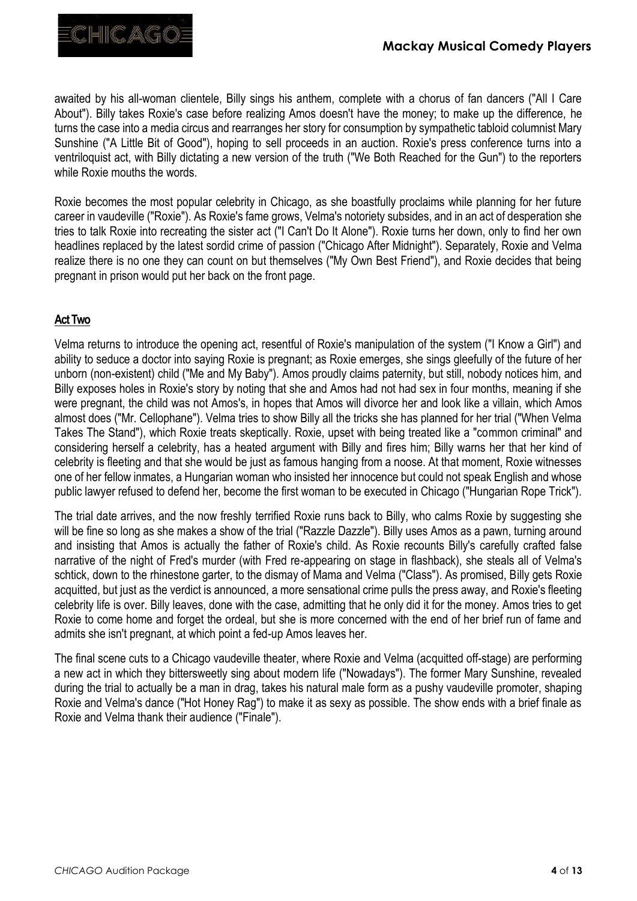awaited by his all-woman clientele, Billy sings his anthem, complete with a chorus of fan dancers ("All I Care About"). Billy takes Roxie's case before realizing Amos doesn't have the money; to make up the difference, he turns the case into a media circus and rearranges her story for consumption by sympathetic tabloid columnist Mary Sunshine ("A Little Bit of Good"), hoping to sell proceeds in an auction. Roxie's press conference turns into a ventriloquist act, with Billy dictating a new version of the truth ("We Both Reached for the Gun") to the reporters while Roxie mouths the words.

Roxie becomes the most popular celebrity in Chicago, as she boastfully proclaims while planning for her future career in vaudeville ("Roxie"). As Roxie's fame grows, Velma's notoriety subsides, and in an act of desperation she tries to talk Roxie into recreating the sister act ("I Can't Do It Alone"). Roxie turns her down, only to find her own headlines replaced by the latest sordid crime of passion ("Chicago After Midnight"). Separately, Roxie and Velma realize there is no one they can count on but themselves ("My Own Best Friend"), and Roxie decides that being pregnant in prison would put her back on the front page.

## Act Two

Velma returns to introduce the opening act, resentful of Roxie's manipulation of the system ("I Know a Girl") and ability to seduce a doctor into saying Roxie is pregnant; as Roxie emerges, she sings gleefully of the future of her unborn (non-existent) child ("Me and My Baby"). Amos proudly claims paternity, but still, nobody notices him, and Billy exposes holes in Roxie's story by noting that she and Amos had not had sex in four months, meaning if she were pregnant, the child was not Amos's, in hopes that Amos will divorce her and look like a villain, which Amos almost does ("Mr. Cellophane"). Velma tries to show Billy all the tricks she has planned for her trial ("When Velma Takes The Stand"), which Roxie treats skeptically. Roxie, upset with being treated like a "common criminal" and considering herself a celebrity, has a heated argument with Billy and fires him; Billy warns her that her kind of celebrity is fleeting and that she would be just as famous hanging from a noose. At that moment, Roxie witnesses one of her fellow inmates, a Hungarian woman who insisted her innocence but could not speak English and whose public lawyer refused to defend her, become the first woman to be executed in Chicago ("Hungarian Rope Trick").

The trial date arrives, and the now freshly terrified Roxie runs back to Billy, who calms Roxie by suggesting she will be fine so long as she makes a show of the trial ("Razzle Dazzle"). Billy uses Amos as a pawn, turning around and insisting that Amos is actually the father of Roxie's child. As Roxie recounts Billy's carefully crafted false narrative of the night of Fred's murder (with Fred re-appearing on stage in flashback), she steals all of Velma's schtick, down to the rhinestone garter, to the dismay of Mama and Velma ("Class"). As promised, Billy gets Roxie acquitted, but just as the verdict is announced, a more sensational crime pulls the press away, and Roxie's fleeting celebrity life is over. Billy leaves, done with the case, admitting that he only did it for the money. Amos tries to get Roxie to come home and forget the ordeal, but she is more concerned with the end of her brief run of fame and admits she isn't pregnant, at which point a fed-up Amos leaves her.

The final scene cuts to a Chicago vaudeville theater, where Roxie and Velma (acquitted off-stage) are performing a new act in which they bittersweetly sing about modern life ("Nowadays"). The former Mary Sunshine, revealed during the trial to actually be a man in drag, takes his natural male form as a pushy vaudeville promoter, shaping Roxie and Velma's dance ("Hot Honey Rag") to make it as sexy as possible. The show ends with a brief finale as Roxie and Velma thank their audience ("Finale").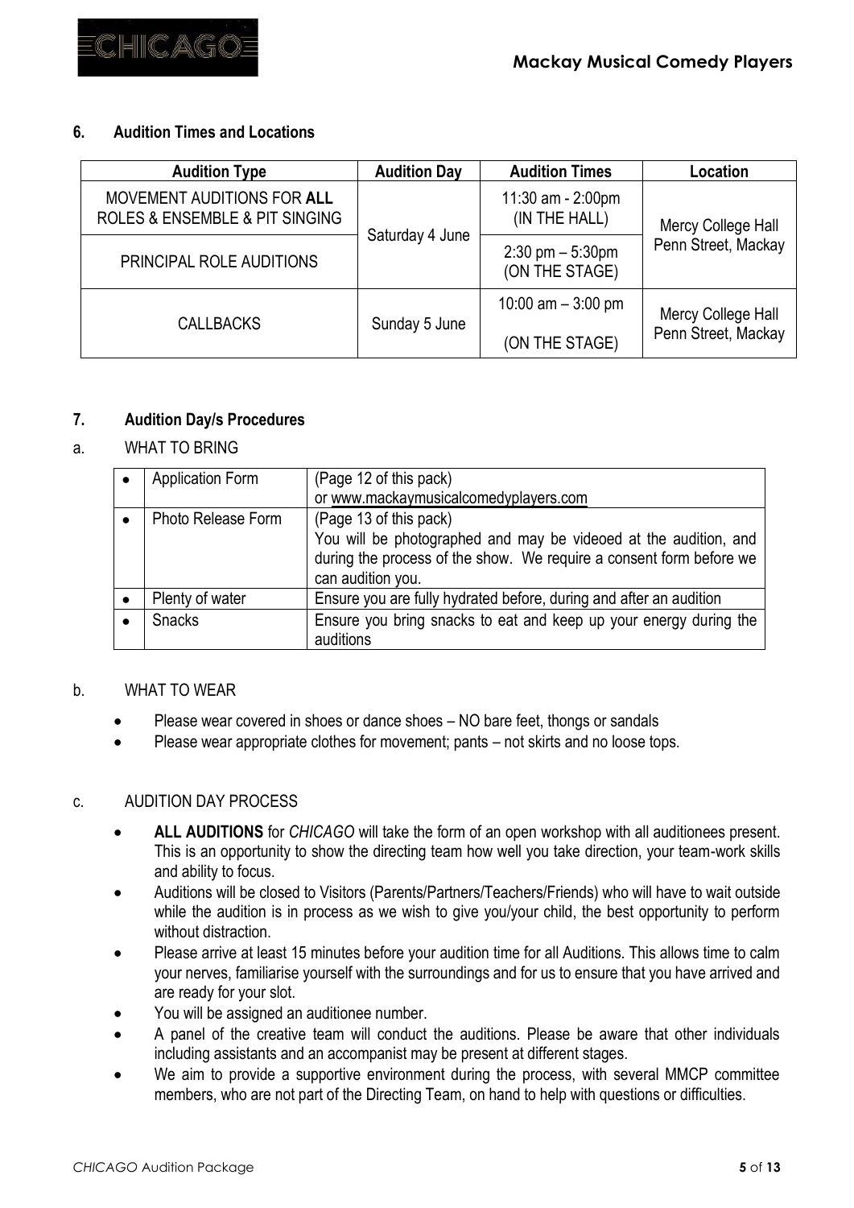## 6. Audition Times and Locations

| Audition Type | Audition Day | Audition Times | Location |
|---|---|---|---|
| MOVEMENT AUDITIONS FOR **ALL** ROLES & ENSEMBLE & PIT SINGING | Saturday 4 June | 11:30 am - 2:00pm (IN THE HALL) | Mercy College Hall Penn Street, Mackay |
| PRINCIPAL ROLE AUDITIONS | | 2:30 pm – 5:30pm (ON THE STAGE) | |
| CALLBACKS | Sunday 5 June | 10:00 am – 3:00 pm (ON THE STAGE) | Mercy College Hall Penn Street, Mackay |

## 7. Audition Day/s Procedures

### a. WHAT TO BRING

| | | |
|---|---|---|
| • | Application Form | (Page 12 of this pack) or www.mackaymusicalcomedyplayers.com |
| • | Photo Release Form | (Page 13 of this pack) You will be photographed and may be videoed at the audition, and during the process of the show. We require a consent form before we can audition you. |
| • | Plenty of water | Ensure you are fully hydrated before, during and after an audition |
| • | Snacks | Ensure you bring snacks to eat and keep up your energy during the auditions |

### b. WHAT TO WEAR

- Please wear covered in shoes or dance shoes – NO bare feet, thongs or sandals
- Please wear appropriate clothes for movement; pants – not skirts and no loose tops.

### c. AUDITION DAY PROCESS

- **ALL AUDITIONS** for *CHICAGO* will take the form of an open workshop with all auditionees present. This is an opportunity to show the directing team how well you take direction, your team-work skills and ability to focus.
- Auditions will be closed to Visitors (Parents/Partners/Teachers/Friends) who will have to wait outside while the audition is in process as we wish to give you/your child, the best opportunity to perform without distraction.
- Please arrive at least 15 minutes before your audition time for all Auditions. This allows time to calm your nerves, familiarise yourself with the surroundings and for us to ensure that you have arrived and are ready for your slot.
- You will be assigned an auditionee number.
- A panel of the creative team will conduct the auditions. Please be aware that other individuals including assistants and an accompanist may be present at different stages.
- We aim to provide a supportive environment during the process, with several MMCP committee members, who are not part of the Directing Team, on hand to help with questions or difficulties.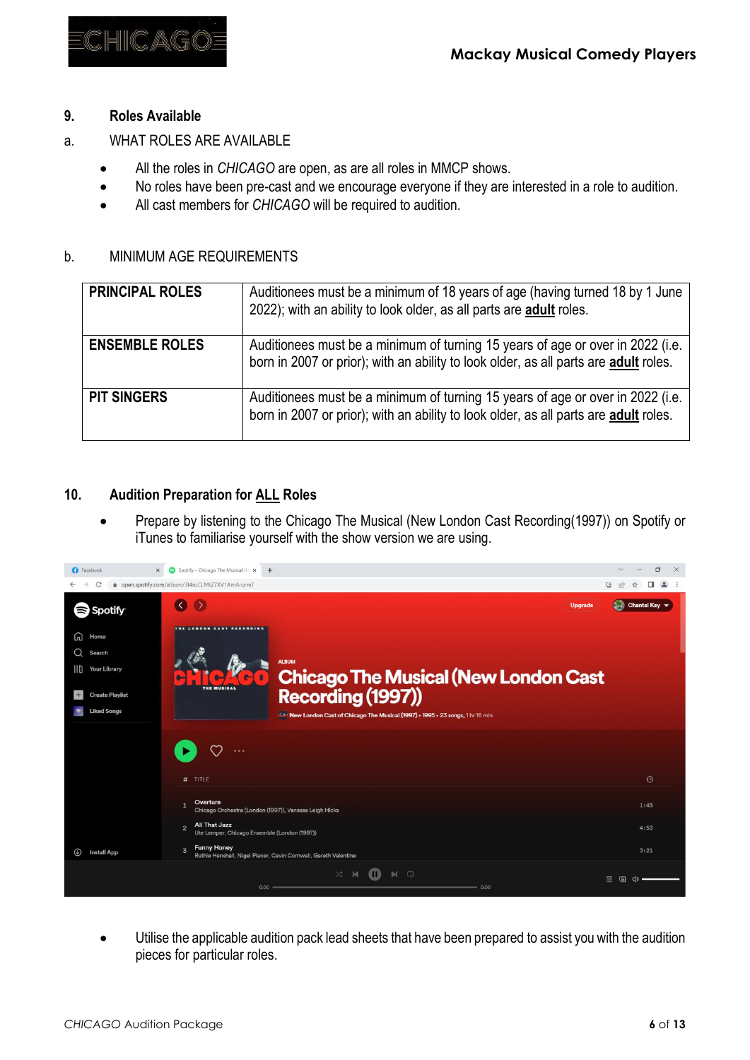## 9. Roles Available

a. WHAT ROLES ARE AVAILABLE

- All the roles in *CHICAGO* are open, as are all roles in MMCP shows.
- No roles have been pre-cast and we encourage everyone if they are interested in a role to audition.
- All cast members for *CHICAGO* will be required to audition.

b. MINIMUM AGE REQUIREMENTS

| | |
|---|---|
| **PRINCIPAL ROLES** | Auditionees must be a minimum of 18 years of age (having turned 18 by 1 June 2022); with an ability to look older, as all parts are **adult** roles. |
| **ENSEMBLE ROLES** | Auditionees must be a minimum of turning 15 years of age or over in 2022 (i.e. born in 2007 or prior); with an ability to look older, as all parts are **adult** roles. |
| **PIT SINGERS** | Auditionees must be a minimum of turning 15 years of age or over in 2022 (i.e. born in 2007 or prior); with an ability to look older, as all parts are **adult** roles. |

## 10. Audition Preparation for ALL Roles

- Prepare by listening to the Chicago The Musical (New London Cast Recording(1997)) on Spotify or iTunes to familiarise yourself with the show version we are using.

- Utilise the applicable audition pack lead sheets that have been prepared to assist you with the audition pieces for particular roles.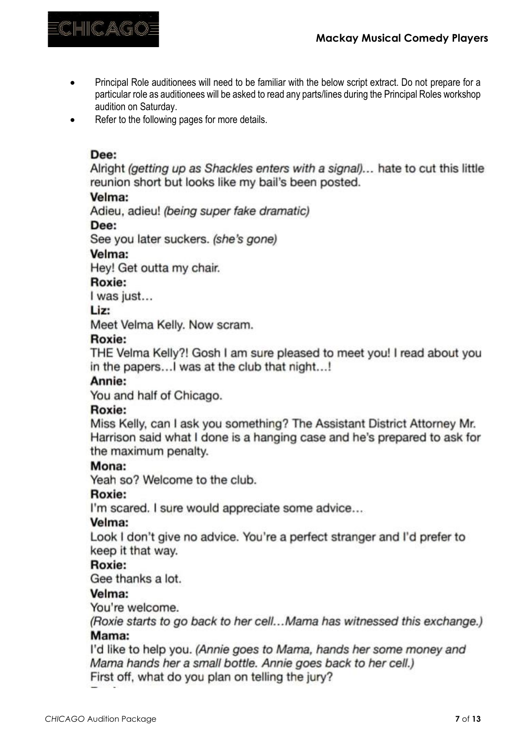- Principal Role auditionees will need to be familiar with the below script extract. Do not prepare for a particular role as auditionees will be asked to read any parts/lines during the Principal Roles workshop audition on Saturday.
- Refer to the following pages for more details.

**Dee:**
Alright *(getting up as Shackles enters with a signal)*… hate to cut this little reunion short but looks like my bail's been posted.

**Velma:**
Adieu, adieu! *(being super fake dramatic)*

**Dee:**
See you later suckers. *(she's gone)*

**Velma:**
Hey! Get outta my chair.

**Roxie:**
I was just…

**Liz:**
Meet Velma Kelly. Now scram.

**Roxie:**
THE Velma Kelly?! Gosh I am sure pleased to meet you! I read about you in the papers…I was at the club that night…!

**Annie:**
You and half of Chicago.

**Roxie:**
Miss Kelly, can I ask you something? The Assistant District Attorney Mr. Harrison said what I done is a hanging case and he's prepared to ask for the maximum penalty.

**Mona:**
Yeah so? Welcome to the club.

**Roxie:**
I'm scared. I sure would appreciate some advice…

**Velma:**
Look I don't give no advice. You're a perfect stranger and I'd prefer to keep it that way.

**Roxie:**
Gee thanks a lot.

**Velma:**
You're welcome.
*(Roxie starts to go back to her cell…Mama has witnessed this exchange.)*

**Mama:**
I'd like to help you. *(Annie goes to Mama, hands her some money and Mama hands her a small bottle. Annie goes back to her cell.)*
First off, what do you plan on telling the jury?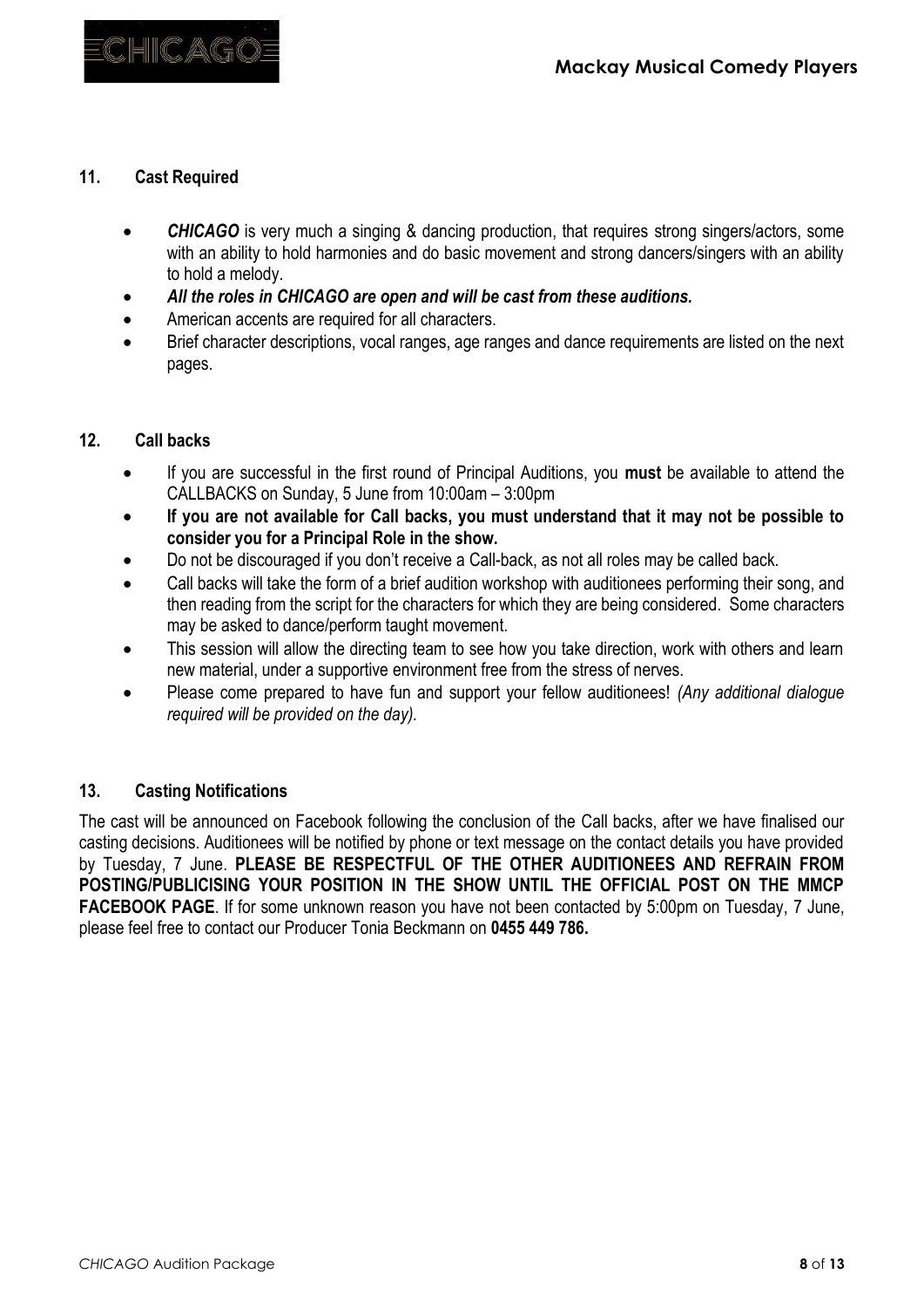## 11. Cast Required

- ***CHICAGO*** is very much a singing & dancing production, that requires strong singers/actors, some with an ability to hold harmonies and do basic movement and strong dancers/singers with an ability to hold a melody.
- ***All the roles in CHICAGO are open and will be cast from these auditions.***
- American accents are required for all characters.
- Brief character descriptions, vocal ranges, age ranges and dance requirements are listed on the next pages.

## 12. Call backs

- If you are successful in the first round of Principal Auditions, you **must** be available to attend the CALLBACKS on Sunday, 5 June from 10:00am – 3:00pm
- **If you are not available for Call backs, you must understand that it may not be possible to consider you for a Principal Role in the show.**
- Do not be discouraged if you don't receive a Call-back, as not all roles may be called back.
- Call backs will take the form of a brief audition workshop with auditionees performing their song, and then reading from the script for the characters for which they are being considered. Some characters may be asked to dance/perform taught movement.
- This session will allow the directing team to see how you take direction, work with others and learn new material, under a supportive environment free from the stress of nerves.
- Please come prepared to have fun and support your fellow auditionees! *(Any additional dialogue required will be provided on the day).*

## 13. Casting Notifications

The cast will be announced on Facebook following the conclusion of the Call backs, after we have finalised our casting decisions. Auditionees will be notified by phone or text message on the contact details you have provided by Tuesday, 7 June. **PLEASE BE RESPECTFUL OF THE OTHER AUDITIONEES AND REFRAIN FROM POSTING/PUBLICISING YOUR POSITION IN THE SHOW UNTIL THE OFFICIAL POST ON THE MMCP FACEBOOK PAGE**. If for some unknown reason you have not been contacted by 5:00pm on Tuesday, 7 June, please feel free to contact our Producer Tonia Beckmann on **0455 449 786.**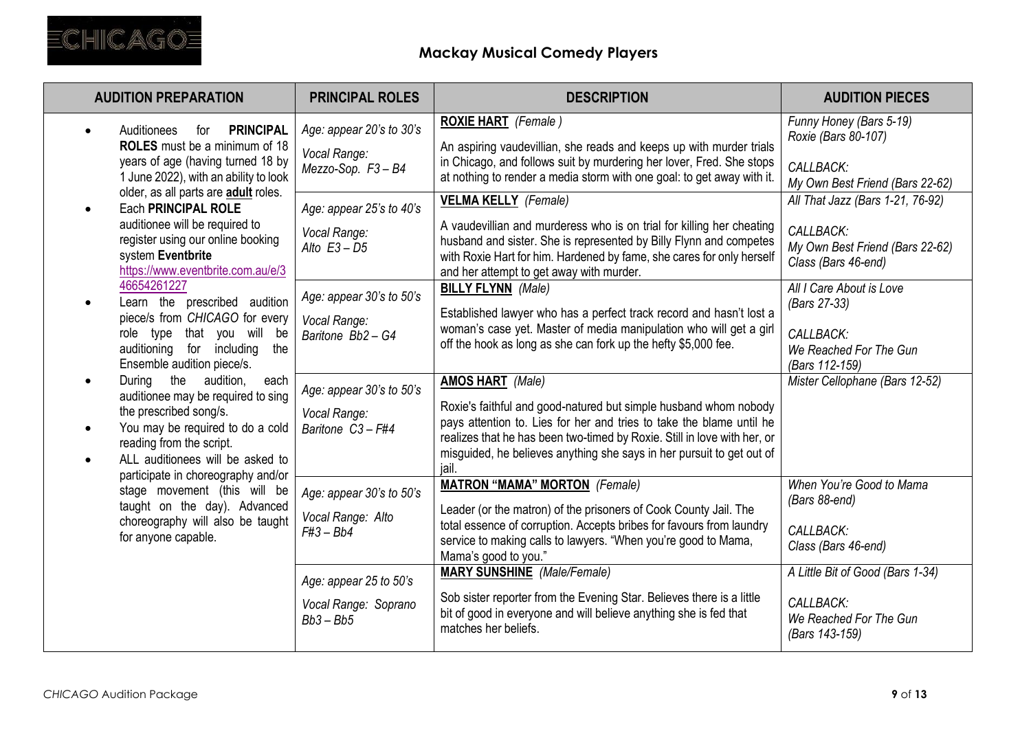## Mackay Musical Comedy Players

| AUDITION PREPARATION | PRINCIPAL ROLES | DESCRIPTION | AUDITION PIECES |
|---|---|---|---|
| • Auditionees for **PRINCIPAL ROLES** must be a minimum of 18 years of age (having turned 18 by 1 June 2022), with an ability to look older, as all parts are **adult** roles.<br>• Each **PRINCIPAL ROLE** auditionee will be required to register using our online booking system **Eventbrite** https://www.eventbrite.com.au/e/346654261227<br>• Learn the prescribed audition piece/s from *CHICAGO* for every role type that you will be auditioning for including the Ensemble audition piece/s.<br>• During the audition, each auditionee may be required to sing the prescribed song/s.<br>• You may be required to do a cold reading from the script.<br>• ALL auditionees will be asked to participate in choreography and/or stage movement (this will be taught on the day). Advanced choreography will also be taught for anyone capable. | *Age: appear 20's to 30's*<br><br>*Vocal Range: Mezzo-Sop. F3 – B4* | **ROXIE HART** *(Female )*<br><br>An aspiring vaudevillian, she reads and keeps up with murder trials in Chicago, and follows suit by murdering her lover, Fred. She stops at nothing to render a media storm with one goal: to get away with it. | *Funny Honey (Bars 5-19)*<br>*Roxie (Bars 80-107)*<br><br>*CALLBACK:*<br>*My Own Best Friend (Bars 22-62)* |
| | *Age: appear 25's to 40's*<br><br>*Vocal Range: Alto E3 – D5* | **VELMA KELLY** *(Female)*<br><br>A vaudevillian and murderess who is on trial for killing her cheating husband and sister. She is represented by Billy Flynn and competes with Roxie Hart for him. Hardened by fame, she cares for only herself and her attempt to get away with murder. | *All That Jazz (Bars 1-21, 76-92)*<br><br>*CALLBACK:*<br>*My Own Best Friend (Bars 22-62)*<br>*Class (Bars 46-end)* |
| | *Age: appear 30's to 50's*<br><br>*Vocal Range: Baritone Bb2 – G4* | **BILLY FLYNN** *(Male)*<br><br>Established lawyer who has a perfect track record and hasn't lost a woman's case yet. Master of media manipulation who will get a girl off the hook as long as she can fork up the hefty $5,000 fee. | *All I Care About is Love (Bars 27-33)*<br><br>*CALLBACK:*<br>*We Reached For The Gun (Bars 112-159)* |
| | *Age: appear 30's to 50's*<br><br>*Vocal Range: Baritone C3 – F#4* | **AMOS HART** *(Male)*<br><br>Roxie's faithful and good-natured but simple husband whom nobody pays attention to. Lies for her and tries to take the blame until he realizes that he has been two-timed by Roxie. Still in love with her, or misguided, he believes anything she says in her pursuit to get out of jail. | *Mister Cellophane (Bars 12-52)* |
| | *Age: appear 30's to 50's*<br><br>*Vocal Range: Alto F#3 – Bb4* | **MATRON "MAMA" MORTON** *(Female)*<br><br>Leader (or the matron) of the prisoners of Cook County Jail. The total essence of corruption. Accepts bribes for favours from laundry service to making calls to lawyers. "When you're good to Mama, Mama's good to you." | *When You're Good to Mama (Bars 88-end)*<br><br>*CALLBACK:*<br>*Class (Bars 46-end)* |
| | *Age: appear 25 to 50's*<br><br>*Vocal Range: Soprano Bb3 – Bb5* | **MARY SUNSHINE** *(Male/Female)*<br><br>Sob sister reporter from the Evening Star. Believes there is a little bit of good in everyone and will believe anything she is fed that matches her beliefs. | *A Little Bit of Good (Bars 1-34)*<br><br>*CALLBACK:*<br>*We Reached For The Gun (Bars 143-159)* |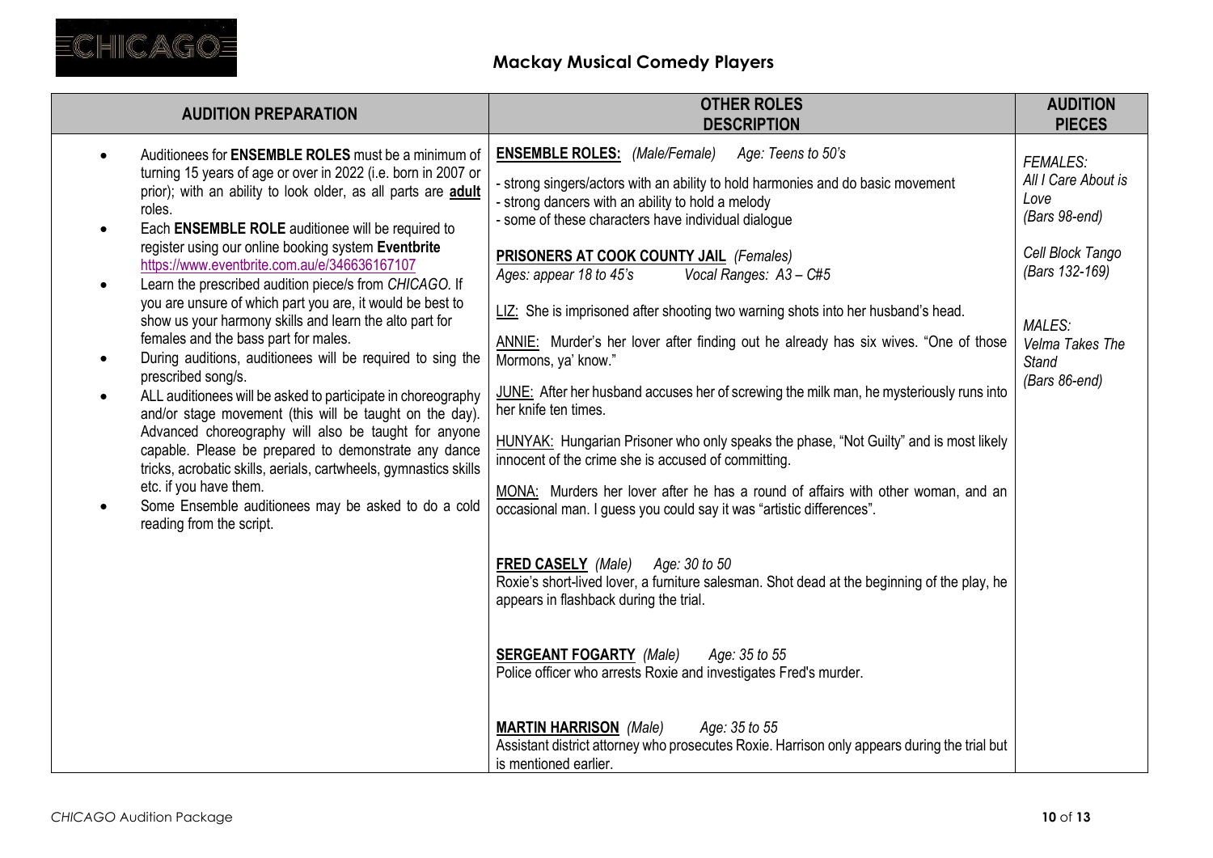## Mackay Musical Comedy Players

| AUDITION PREPARATION | OTHER ROLES DESCRIPTION | AUDITION PIECES |
|---|---|---|
| • Auditionees for **ENSEMBLE ROLES** must be a minimum of turning 15 years of age or over in 2022 (i.e. born in 2007 or prior); with an ability to look older, as all parts are **adult** roles.<br>• Each **ENSEMBLE ROLE** auditionee will be required to register using our online booking system **Eventbrite** https://www.eventbrite.com.au/e/346636167107<br>• Learn the prescribed audition piece/s from *CHICAGO.* If you are unsure of which part you are, it would be best to show us your harmony skills and learn the alto part for females and the bass part for males.<br>• During auditions, auditionees will be required to sing the prescribed song/s.<br>• ALL auditionees will be asked to participate in choreography and/or stage movement (this will be taught on the day). Advanced choreography will also be taught for anyone capable. Please be prepared to demonstrate any dance tricks, acrobatic skills, aerials, cartwheels, gymnastics skills etc. if you have them.<br>• Some Ensemble auditionees may be asked to do a cold reading from the script. | **ENSEMBLE ROLES:** *(Male/Female) Age: Teens to 50's*<br>- strong singers/actors with an ability to hold harmonies and do basic movement<br>- strong dancers with an ability to hold a melody<br>- some of these characters have individual dialogue<br><br>**PRISONERS AT COOK COUNTY JAIL** *(Females)*<br>*Ages: appear 18 to 45's Vocal Ranges: A3 – C#5*<br><br>LIZ: She is imprisoned after shooting two warning shots into her husband's head.<br><br>ANNIE: Murder's her lover after finding out he already has six wives. "One of those Mormons, ya' know."<br><br>JUNE: After her husband accuses her of screwing the milk man, he mysteriously runs into her knife ten times.<br><br>HUNYAK: Hungarian Prisoner who only speaks the phase, "Not Guilty" and is most likely innocent of the crime she is accused of committing.<br><br>MONA: Murders her lover after he has a round of affairs with other woman, and an occasional man. I guess you could say it was "artistic differences".<br><br>**FRED CASELY** *(Male) Age: 30 to 50*<br>Roxie's short-lived lover, a furniture salesman. Shot dead at the beginning of the play, he appears in flashback during the trial.<br><br>**SERGEANT FOGARTY** *(Male) Age: 35 to 55*<br>Police officer who arrests Roxie and investigates Fred's murder.<br><br>**MARTIN HARRISON** *(Male) Age: 35 to 55*<br>Assistant district attorney who prosecutes Roxie. Harrison only appears during the trial but is mentioned earlier. | *FEMALES:*<br>*All I Care About is Love (Bars 98-end)*<br><br>*Cell Block Tango (Bars 132-169)*<br><br>*MALES:*<br>*Velma Takes The Stand (Bars 86-end)* |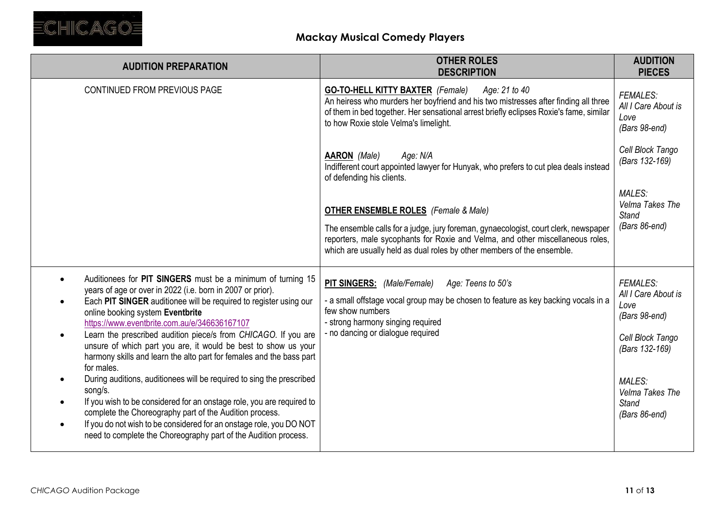## Mackay Musical Comedy Players

| AUDITION PREPARATION | OTHER ROLES DESCRIPTION | AUDITION PIECES |
|---|---|---|
| CONTINUED FROM PREVIOUS PAGE | **GO-TO-HELL KITTY BAXTER** *(Female) Age: 21 to 40*<br>An heiress who murders her boyfriend and his two mistresses after finding all three of them in bed together. Her sensational arrest briefly eclipses Roxie's fame, similar to how Roxie stole Velma's limelight.<br><br>**AARON** *(Male) Age: N/A*<br>Indifferent court appointed lawyer for Hunyak, who prefers to cut plea deals instead of defending his clients.<br><br>**OTHER ENSEMBLE ROLES** *(Female & Male)*<br>The ensemble calls for a judge, jury foreman, gynaecologist, court clerk, newspaper reporters, male sycophants for Roxie and Velma, and other miscellaneous roles, which are usually held as dual roles by other members of the ensemble. | *FEMALES:*<br>*All I Care About is Love*<br>*(Bars 98-end)*<br><br>*Cell Block Tango*<br>*(Bars 132-169)*<br><br>*MALES:*<br>*Velma Takes The Stand*<br>*(Bars 86-end)* |
| • Auditionees for **PIT SINGERS** must be a minimum of turning 15 years of age or over in 2022 (i.e. born in 2007 or prior).<br>• Each **PIT SINGER** auditionee will be required to register using our online booking system **Eventbrite** https://www.eventbrite.com.au/e/346636167107<br>• Learn the prescribed audition piece/s from *CHICAGO*. If you are unsure of which part you are, it would be best to show us your harmony skills and learn the alto part for females and the bass part for males.<br>• During auditions, auditionees will be required to sing the prescribed song/s.<br>• If you wish to be considered for an onstage role, you are required to complete the Choreography part of the Audition process.<br>• If you do not wish to be considered for an onstage role, you DO NOT need to complete the Choreography part of the Audition process. | **PIT SINGERS:** *(Male/Female) Age: Teens to 50's*<br>- a small offstage vocal group may be chosen to feature as key backing vocals in a few show numbers<br>- strong harmony singing required<br>- no dancing or dialogue required | *FEMALES:*<br>*All I Care About is Love*<br>*(Bars 98-end)*<br><br>*Cell Block Tango*<br>*(Bars 132-169)*<br><br>*MALES:*<br>*Velma Takes The Stand*<br>*(Bars 86-end)* |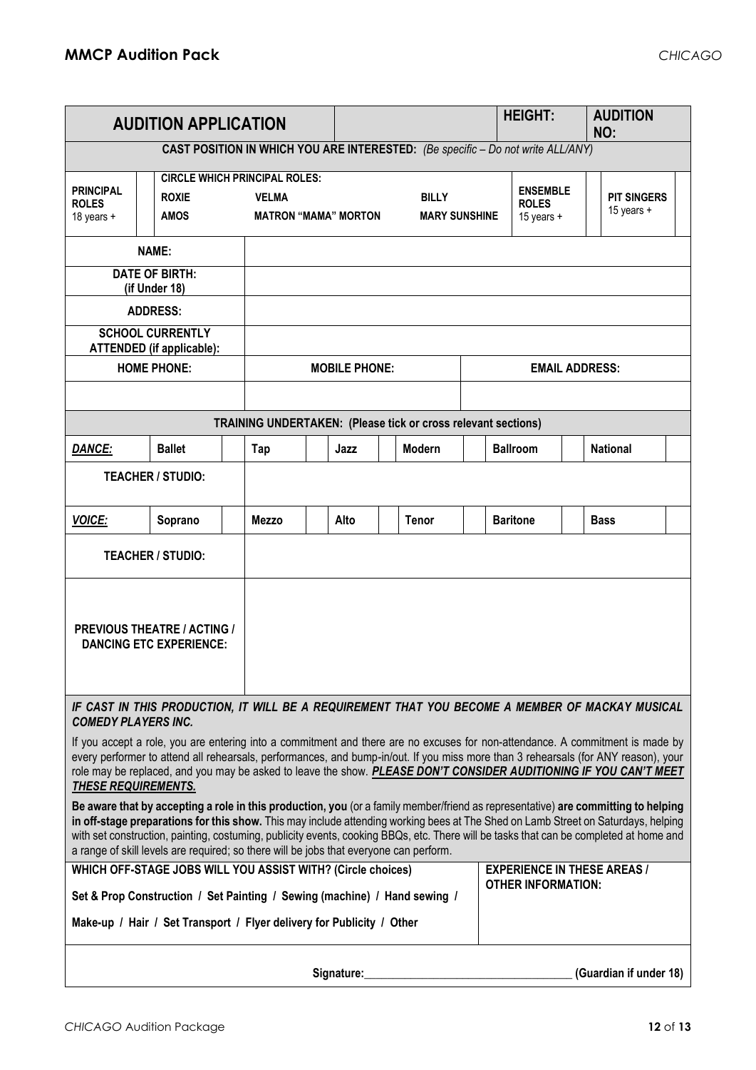## AUDITION APPLICATION

| | |
|---|---|
| **HEIGHT:** | **AUDITION NO:** |

**CAST POSITION IN WHICH YOU ARE INTERESTED:** *(Be specific – Do not write ALL/ANY)*

| | | | | |
|---|---|---|---|---|
| **PRINCIPAL ROLES** 18 years + | **CIRCLE WHICH PRINCIPAL ROLES:** **ROXIE** / **AMOS** / **VELMA** / **MATRON "MAMA" MORTON** / **BILLY** / **MARY SUNSHINE** | **ENSEMBLE ROLES** 15 years + | | **PIT SINGERS** 15 years + |

| | |
|---|---|
| **NAME:** | |
| **DATE OF BIRTH: (if Under 18)** | |
| **ADDRESS:** | |
| **SCHOOL CURRENTLY ATTENDED (if applicable):** | |

| **HOME PHONE:** | **MOBILE PHONE:** | **EMAIL ADDRESS:** |
|---|---|---|
| | | |

**TRAINING UNDERTAKEN: (Please tick or cross relevant sections)**

| | | | | | | | | | | | | |
|---|---|---|---|---|---|---|---|---|---|---|---|---|
| ***DANCE:*** | **Ballet** | | **Tap** | | **Jazz** | | **Modern** | | **Ballroom** | | **National** | |
| **TEACHER / STUDIO:** | | | | | | | | | | | | |
| ***VOICE:*** | **Soprano** | | **Mezzo** | | **Alto** | | **Tenor** | | **Baritone** | | **Bass** | |
| **TEACHER / STUDIO:** | | | | | | | | | | | | |
| **PREVIOUS THEATRE / ACTING / DANCING ETC EXPERIENCE:** | | | | | | | | | | | | |

***IF CAST IN THIS PRODUCTION, IT WILL BE A REQUIREMENT THAT YOU BECOME A MEMBER OF MACKAY MUSICAL COMEDY PLAYERS INC.***

If you accept a role, you are entering into a commitment and there are no excuses for non-attendance. A commitment is made by every performer to attend all rehearsals, performances, and bump-in/out. If you miss more than 3 rehearsals (for ANY reason), your role may be replaced, and you may be asked to leave the show. ***PLEASE DON'T CONSIDER AUDITIONING IF YOU CAN'T MEET THESE REQUIREMENTS.***

**Be aware that by accepting a role in this production, you** (or a family member/friend as representative) **are committing to helping in off-stage preparations for this show.** This may include attending working bees at The Shed on Lamb Street on Saturdays, helping with set construction, painting, costuming, publicity events, cooking BBQs, etc. There will be tasks that can be completed at home and a range of skill levels are required; so there will be jobs that everyone can perform.

| **WHICH OFF-STAGE JOBS WILL YOU ASSIST WITH? (Circle choices)** | **EXPERIENCE IN THESE AREAS / OTHER INFORMATION:** |
|---|---|
| **Set & Prop Construction / Set Painting / Sewing (machine) / Hand sewing / Make-up / Hair / Set Transport / Flyer delivery for Publicity / Other** | |

**Signature:**\_\_\_\_\_\_\_\_\_\_\_\_\_\_\_\_\_\_\_\_\_\_\_\_\_\_\_\_\_\_\_\_\_\_\_ **(Guardian if under 18)**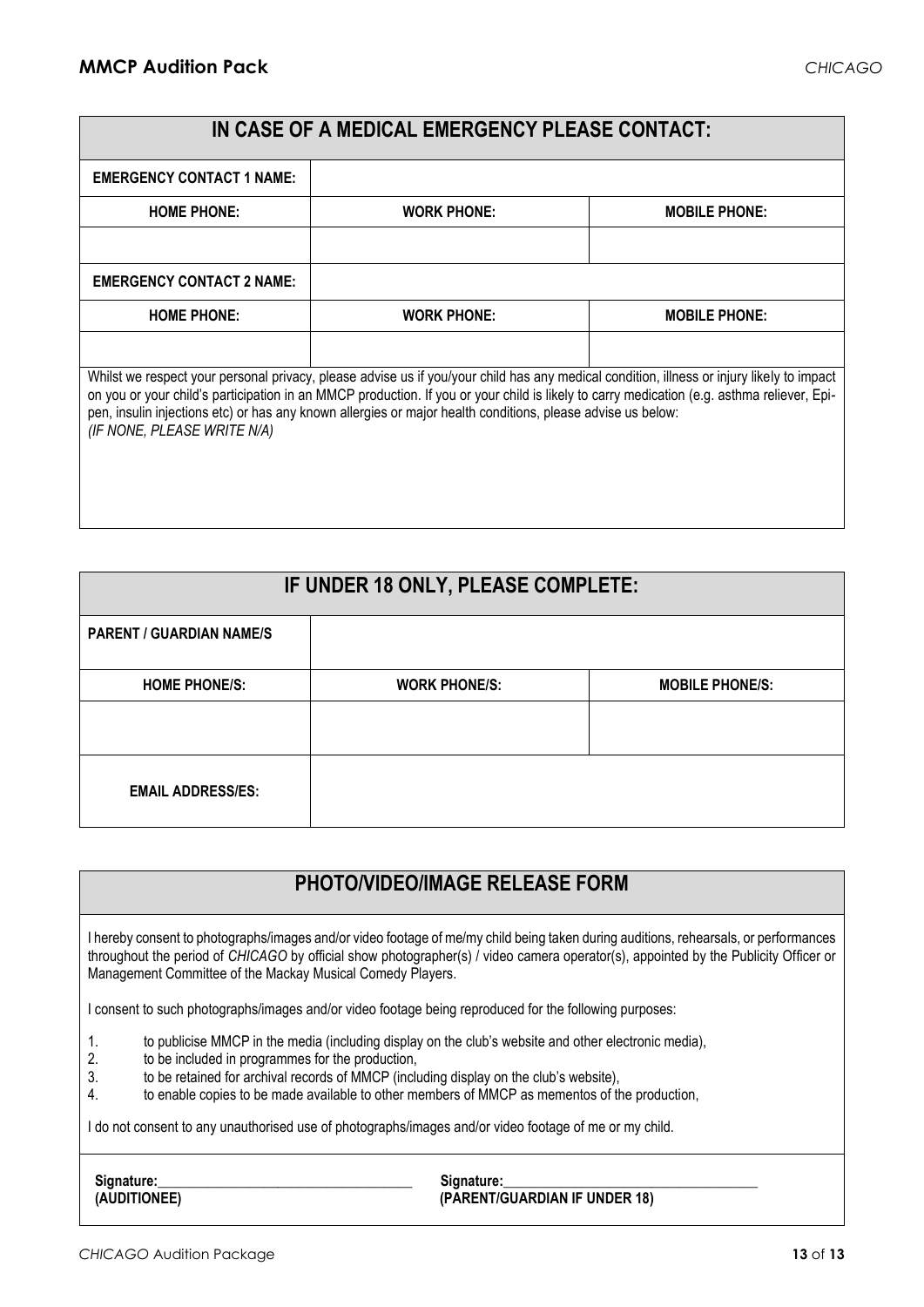## IN CASE OF A MEDICAL EMERGENCY PLEASE CONTACT:

| | | |
|---|---|---|
| **EMERGENCY CONTACT 1 NAME:** | | |
| **HOME PHONE:** | **WORK PHONE:** | **MOBILE PHONE:** |
| | | |
| **EMERGENCY CONTACT 2 NAME:** | | |
| **HOME PHONE:** | **WORK PHONE:** | **MOBILE PHONE:** |
| | | |

Whilst we respect your personal privacy, please advise us if you/your child has any medical condition, illness or injury likely to impact on you or your child's participation in an MMCP production. If you or your child is likely to carry medication (e.g. asthma reliever, Epi-pen, insulin injections etc) or has any known allergies or major health conditions, please advise us below:
*(IF NONE, PLEASE WRITE N/A)*

## IF UNDER 18 ONLY, PLEASE COMPLETE:

| | | |
|---|---|---|
| **PARENT / GUARDIAN NAME/S** | | |
| **HOME PHONE/S:** | **WORK PHONE/S:** | **MOBILE PHONE/S:** |
| | | |
| **EMAIL ADDRESS/ES:** | | |

## PHOTO/VIDEO/IMAGE RELEASE FORM

I hereby consent to photographs/images and/or video footage of me/my child being taken during auditions, rehearsals, or performances throughout the period of *CHICAGO* by official show photographer(s) / video camera operator(s), appointed by the Publicity Officer or Management Committee of the Mackay Musical Comedy Players.

I consent to such photographs/images and/or video footage being reproduced for the following purposes:

1. to publicise MMCP in the media (including display on the club's website and other electronic media),
2. to be included in programmes for the production,
3. to be retained for archival records of MMCP (including display on the club's website),
4. to enable copies to be made available to other members of MMCP as mementos of the production,

I do not consent to any unauthorised use of photographs/images and/or video footage of me or my child.

**Signature:**\_\_\_\_\_\_\_\_\_\_\_\_\_\_\_\_\_\_\_\_\_\_\_\_\_\_\_\_\_\_\_\_
**(AUDITIONEE)**

**Signature:**\_\_\_\_\_\_\_\_\_\_\_\_\_\_\_\_\_\_\_\_\_\_\_\_\_\_\_\_\_\_\_\_
**(PARENT/GUARDIAN IF UNDER 18)**